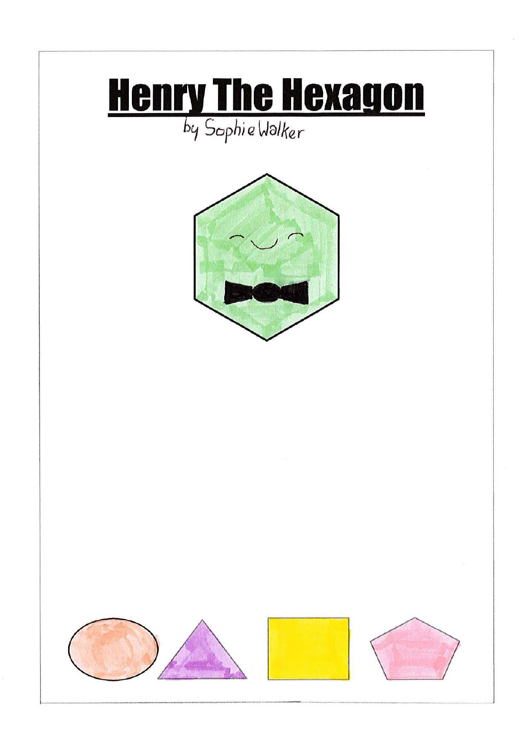# Henry The Hexagon

by Sophie Walker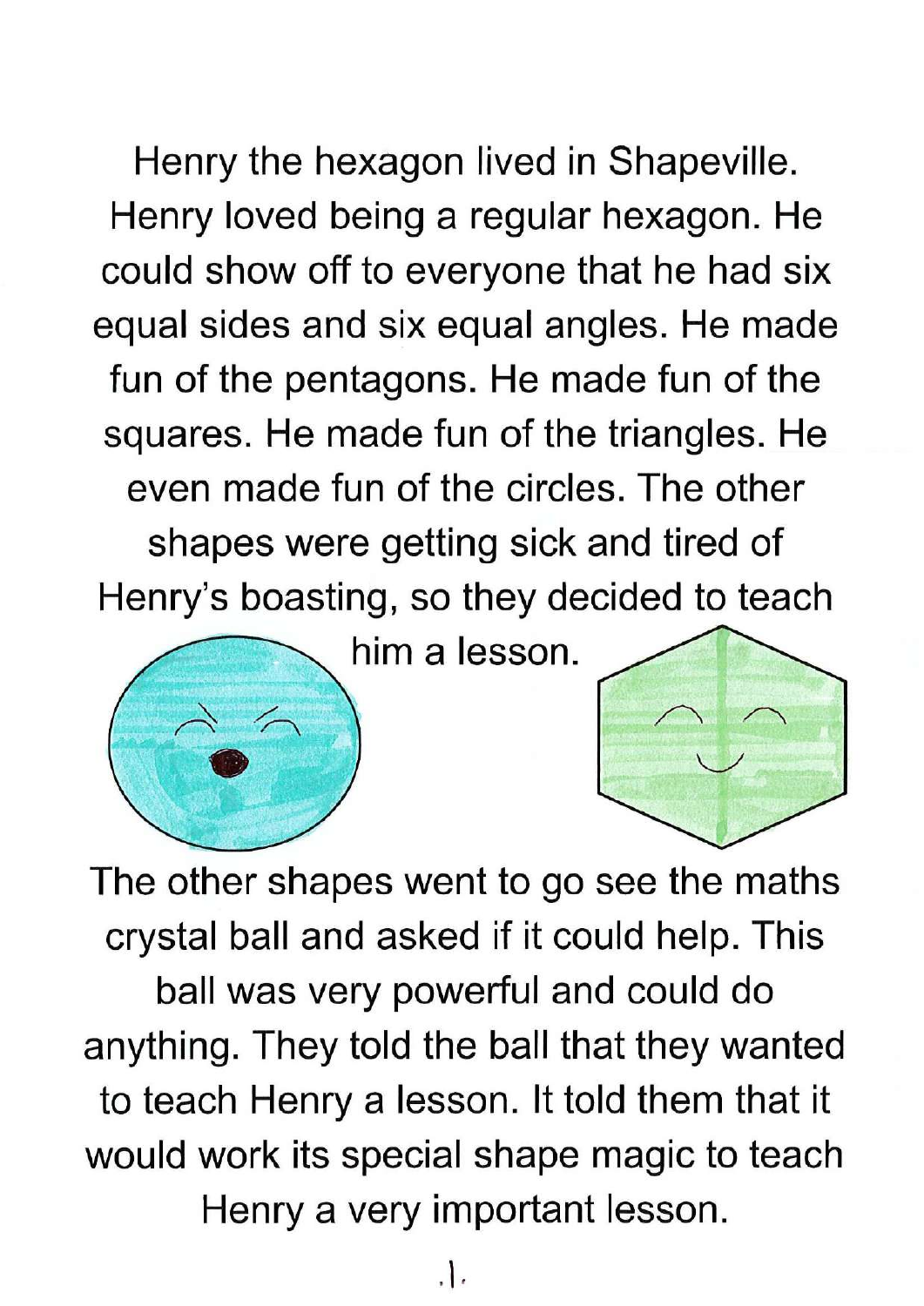Henry the hexagon lived in Shapeville. Henry loved being a regular hexagon. He could show off to everyone that he had six equal sides and six equal angles. He made fun of the pentagons. He made fun of the squares. He made fun of the triangles. He even made fun of the circles. The other shapes were getting sick and tired of Henry's boasting, so they decided to teach him a lesson.

The other shapes went to go see the maths crystal ball and asked if it could help. This ball was very powerful and could do anything. They told the ball that they wanted to teach Henry a lesson. It told them that it would work its special shape magic to teach Henry a very important lesson.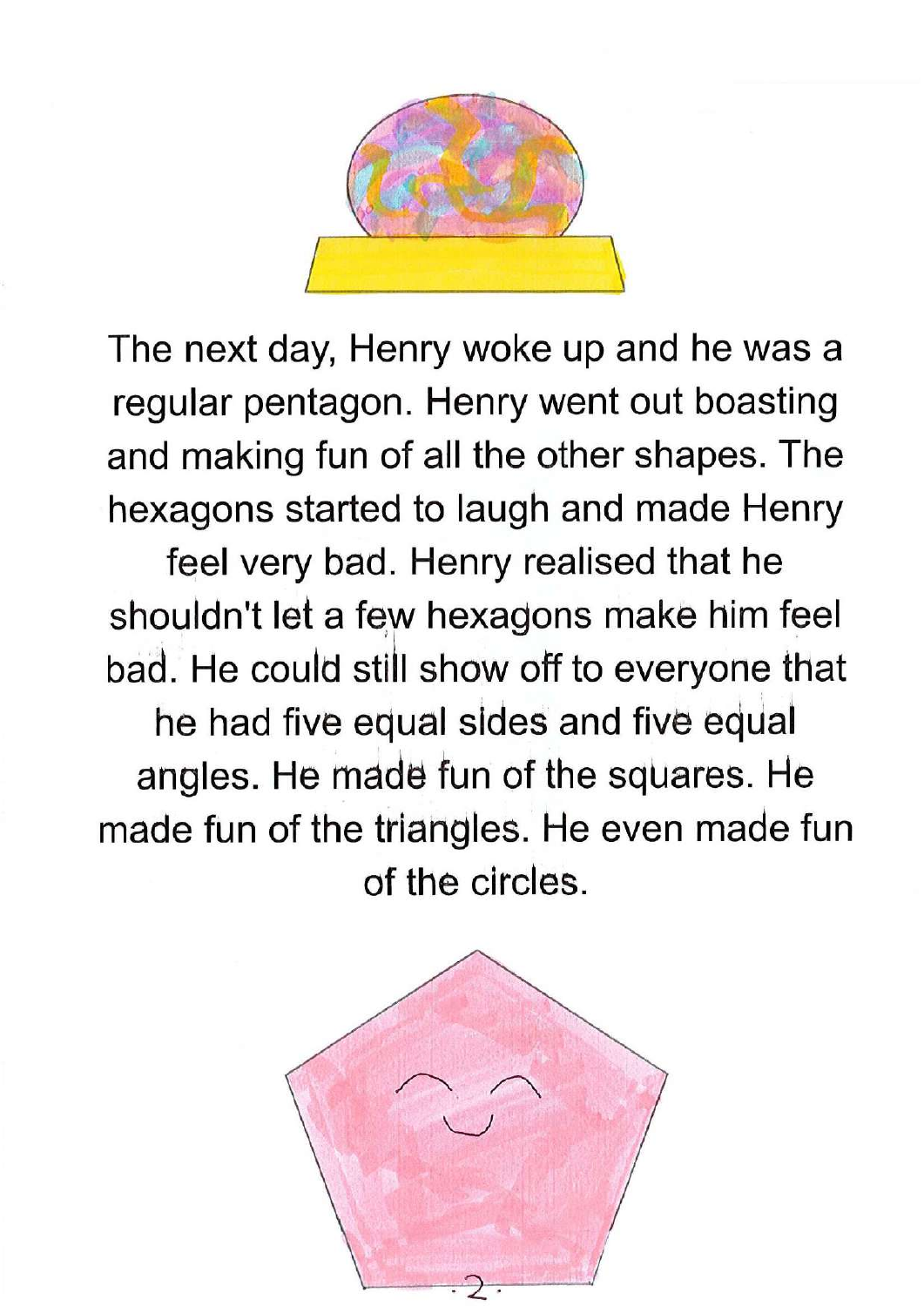The next day, Henry woke up and he was a regular pentagon. Henry went out boasting and making fun of all the other shapes. The hexagons started to laugh and made Henry feel very bad. Henry realised that he shouldn't let a few hexagons make him feel bad. He could still show off to everyone that he had five equal sides and five equal angles. He made fun of the squares. He made fun of the triangles. He even made fun of the circles.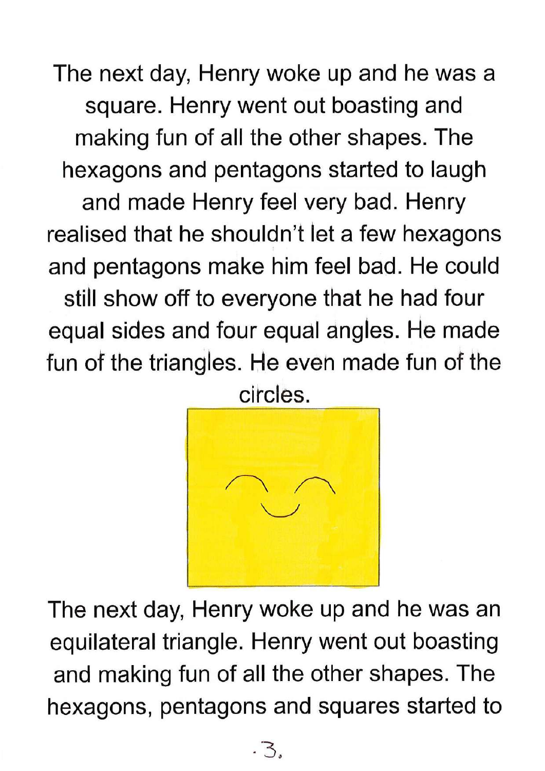The next day, Henry woke up and he was a square. Henry went out boasting and making fun of all the other shapes. The hexagons and pentagons started to laugh and made Henry feel very bad. Henry realised that he shouldn't let a few hexagons and pentagons make him feel bad. He could still show off to everyone that he had four equal sides and four equal angles. He made fun of the triangles. He even made fun of the circles.

The next day, Henry woke up and he was an equilateral triangle. Henry went out boasting and making fun of all the other shapes. The hexagons, pentagons and squares started to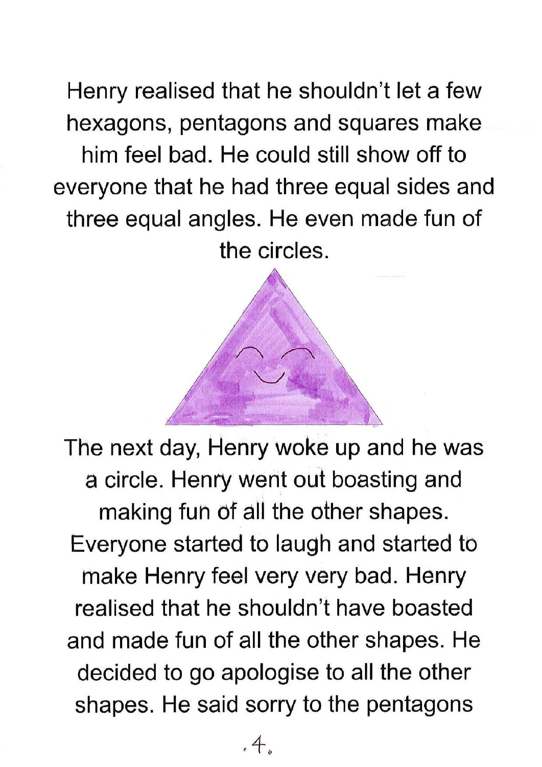Henry realised that he shouldn't let a few hexagons, pentagons and squares make him feel bad. He could still show off to everyone that he had three equal sides and three equal angles. He even made fun of the circles.

The next day, Henry woke up and he was a circle. Henry went out boasting and making fun of all the other shapes. Everyone started to laugh and started to make Henry feel very very bad. Henry realised that he shouldn't have boasted and made fun of all the other shapes. He decided to go apologise to all the other shapes. He said sorry to the pentagons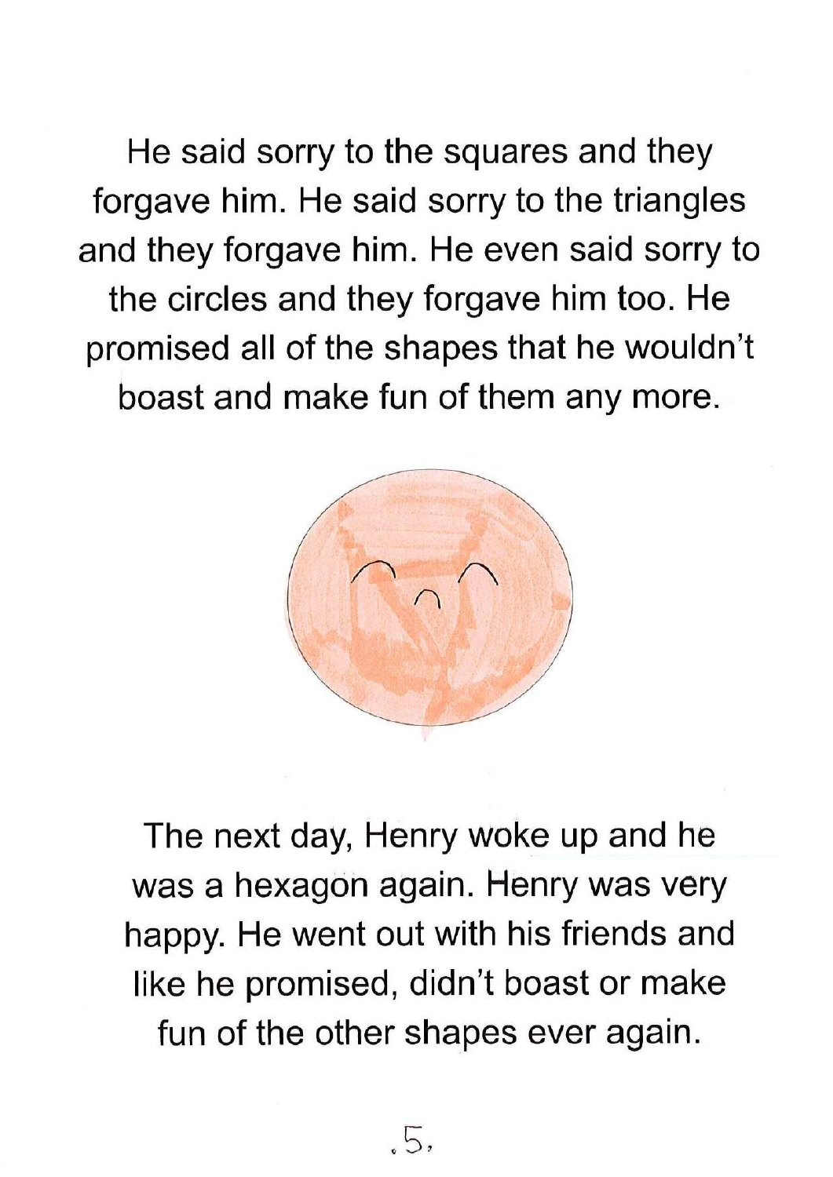He said sorry to the squares and they forgave him. He said sorry to the triangles and they forgave him. He even said sorry to the circles and they forgave him too. He promised all of the shapes that he wouldn't boast and make fun of them any more.

The next day, Henry woke up and he was a hexagon again. Henry was very happy. He went out with his friends and like he promised, didn't boast or make fun of the other shapes ever again.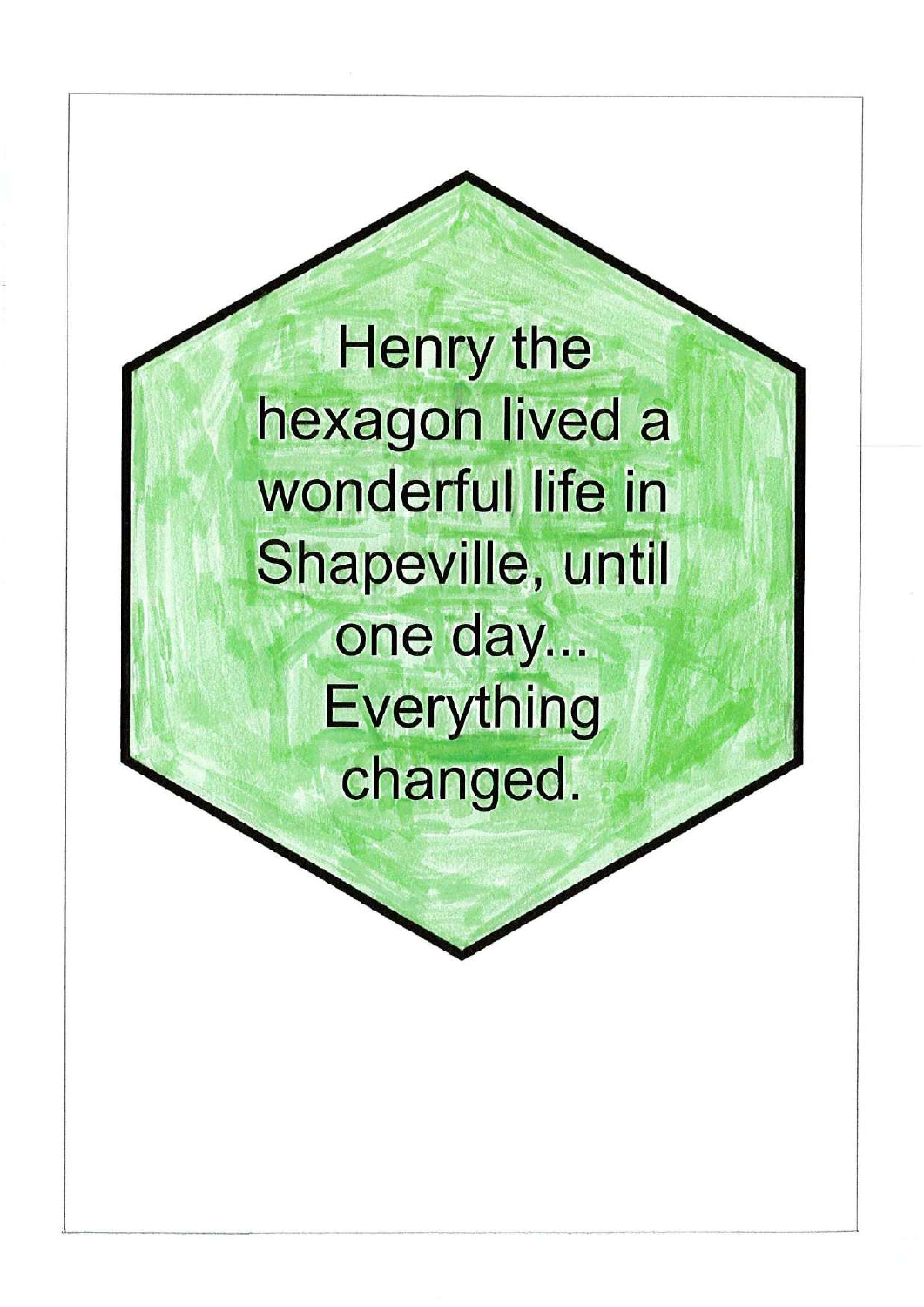Henry the hexagon lived a wonderful life in Shapeville, until one day... Everything changed.